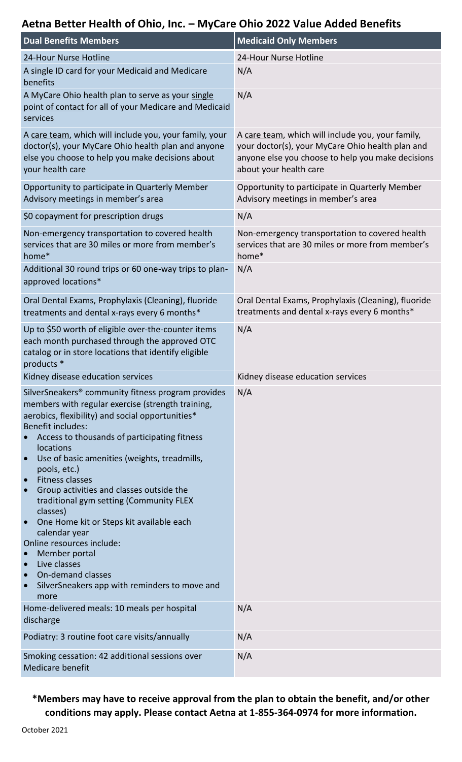## Aetna Better Health of Ohio, Inc. – MyCare Ohio 2022 Value Added Benefits

| Dual Benefits Members | Medicaid Only Members |
|---|---|
| 24-Hour Nurse Hotline | 24-Hour Nurse Hotline |
| A single ID card for your Medicaid and Medicare benefits | N/A |
| A MyCare Ohio health plan to serve as your single point of contact for all of your Medicare and Medicaid services | N/A |
| A care team, which will include you, your family, your doctor(s), your MyCare Ohio health plan and anyone else you choose to help you make decisions about your health care | A care team, which will include you, your family, your doctor(s), your MyCare Ohio health plan and anyone else you choose to help you make decisions about your health care |
| Opportunity to participate in Quarterly Member Advisory meetings in member's area | Opportunity to participate in Quarterly Member Advisory meetings in member's area |
| $0 copayment for prescription drugs | N/A |
| Non-emergency transportation to covered health services that are 30 miles or more from member's home* | Non-emergency transportation to covered health services that are 30 miles or more from member's home* |
| Additional 30 round trips or 60 one-way trips to plan-approved locations* | N/A |
| Oral Dental Exams, Prophylaxis (Cleaning), fluoride treatments and dental x-rays every 6 months* | Oral Dental Exams, Prophylaxis (Cleaning), fluoride treatments and dental x-rays every 6 months* |
| Up to $50 worth of eligible over-the-counter items each month purchased through the approved OTC catalog or in store locations that identify eligible products * | N/A |
| Kidney disease education services | Kidney disease education services |
| SilverSneakers® community fitness program provides members with regular exercise (strength training, aerobics, flexibility) and social opportunities*<br>Benefit includes:<br>• Access to thousands of participating fitness locations<br>• Use of basic amenities (weights, treadmills, pools, etc.)<br>• Fitness classes<br>• Group activities and classes outside the traditional gym setting (Community FLEX classes)<br>• One Home kit or Steps kit available each calendar year<br>Online resources include:<br>• Member portal<br>• Live classes<br>• On-demand classes<br>• SilverSneakers app with reminders to move and more | N/A |
| Home-delivered meals: 10 meals per hospital discharge | N/A |
| Podiatry: 3 routine foot care visits/annually | N/A |
| Smoking cessation: 42 additional sessions over Medicare benefit | N/A |

**\*Members may have to receive approval from the plan to obtain the benefit, and/or other conditions may apply. Please contact Aetna at 1-855-364-0974 for more information.**

October 2021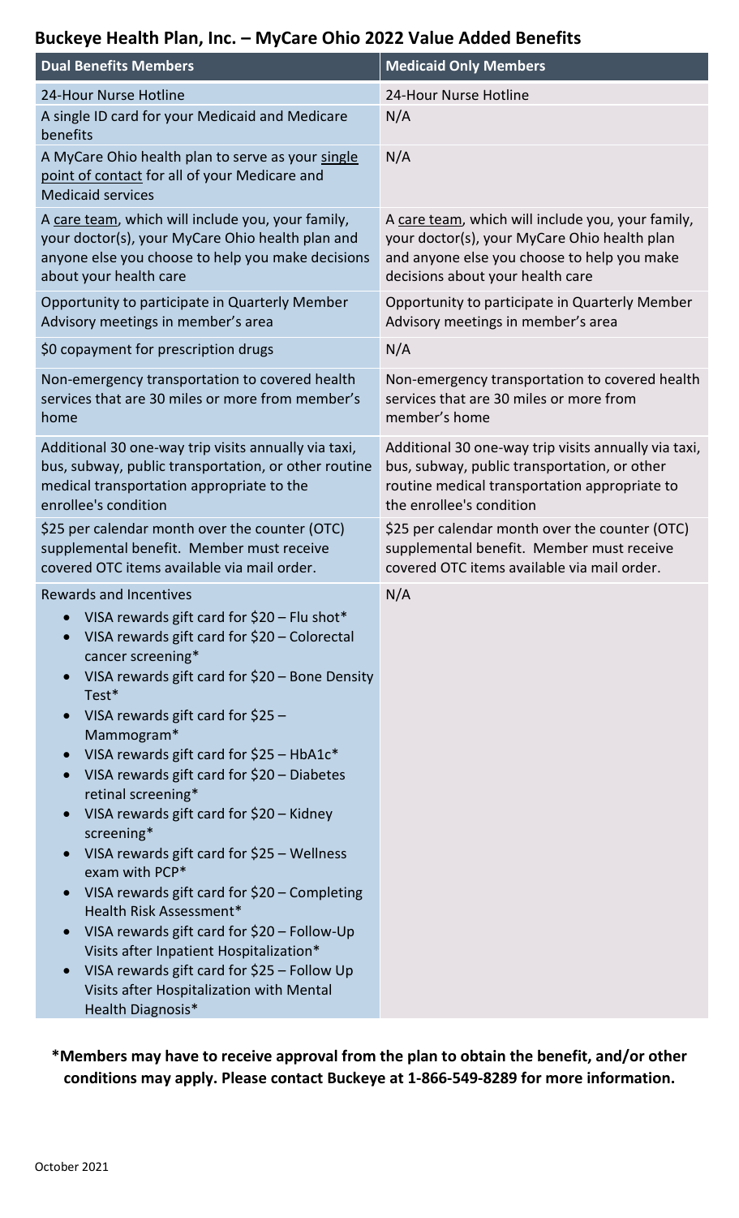## Buckeye Health Plan, Inc. – MyCare Ohio 2022 Value Added Benefits

| Dual Benefits Members | Medicaid Only Members |
|---|---|
| 24-Hour Nurse Hotline | 24-Hour Nurse Hotline |
| A single ID card for your Medicaid and Medicare benefits | N/A |
| A MyCare Ohio health plan to serve as your single point of contact for all of your Medicare and Medicaid services | N/A |
| A care team, which will include you, your family, your doctor(s), your MyCare Ohio health plan and anyone else you choose to help you make decisions about your health care | A care team, which will include you, your family, your doctor(s), your MyCare Ohio health plan and anyone else you choose to help you make decisions about your health care |
| Opportunity to participate in Quarterly Member Advisory meetings in member's area | Opportunity to participate in Quarterly Member Advisory meetings in member's area |
| $0 copayment for prescription drugs | N/A |
| Non-emergency transportation to covered health services that are 30 miles or more from member's home | Non-emergency transportation to covered health services that are 30 miles or more from member's home |
| Additional 30 one-way trip visits annually via taxi, bus, subway, public transportation, or other routine medical transportation appropriate to the enrollee's condition | Additional 30 one-way trip visits annually via taxi, bus, subway, public transportation, or other routine medical transportation appropriate to the enrollee's condition |
| $25 per calendar month over the counter (OTC) supplemental benefit. Member must receive covered OTC items available via mail order. | $25 per calendar month over the counter (OTC) supplemental benefit. Member must receive covered OTC items available via mail order. |
| Rewards and Incentives<br>• VISA rewards gift card for $20 – Flu shot*<br>• VISA rewards gift card for $20 – Colorectal cancer screening*<br>• VISA rewards gift card for $20 – Bone Density Test*<br>• VISA rewards gift card for $25 – Mammogram*<br>• VISA rewards gift card for $25 – HbA1c*<br>• VISA rewards gift card for $20 – Diabetes retinal screening*<br>• VISA rewards gift card for $20 – Kidney screening*<br>• VISA rewards gift card for $25 – Wellness exam with PCP*<br>• VISA rewards gift card for $20 – Completing Health Risk Assessment*<br>• VISA rewards gift card for $20 – Follow-Up Visits after Inpatient Hospitalization*<br>• VISA rewards gift card for $25 – Follow Up Visits after Hospitalization with Mental Health Diagnosis* | N/A |

**\*Members may have to receive approval from the plan to obtain the benefit, and/or other conditions may apply. Please contact Buckeye at 1-866-549-8289 for more information.**

October 2021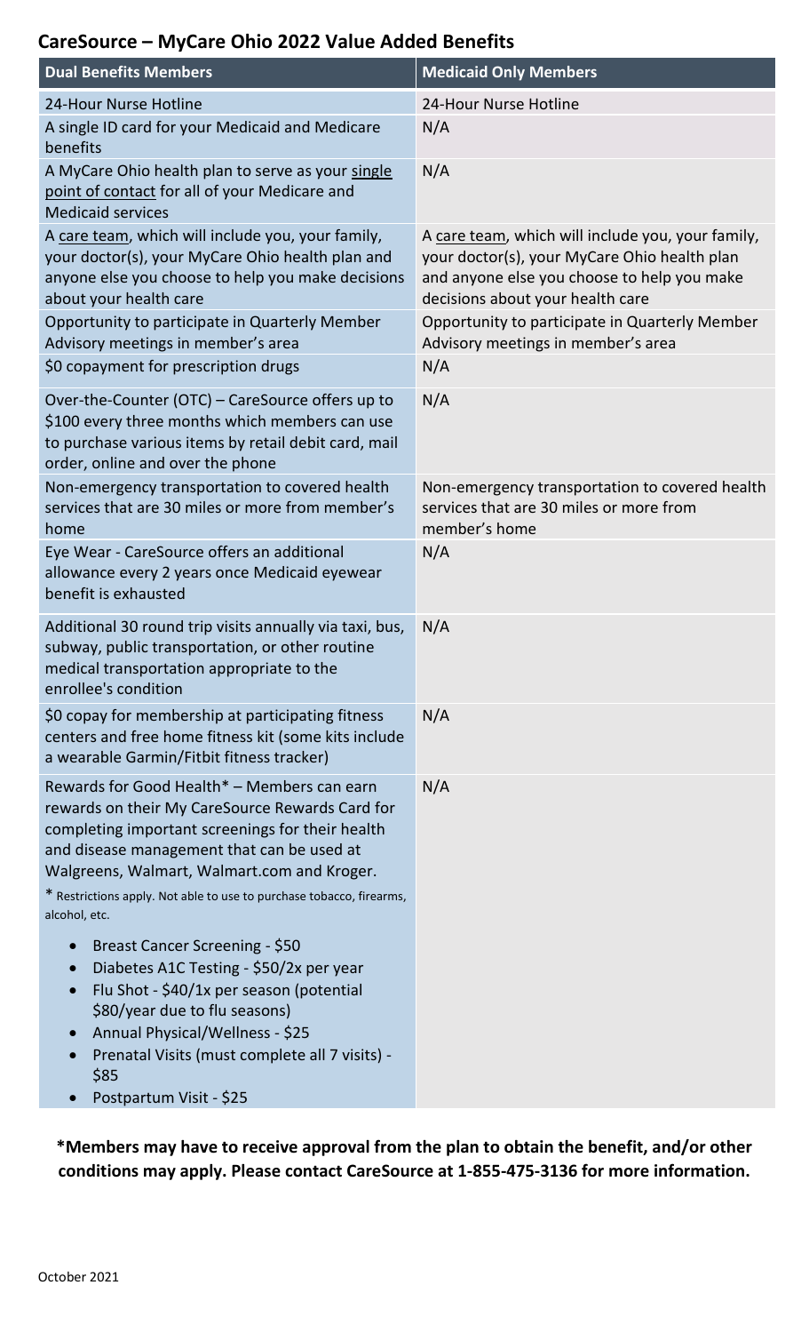## CareSource – MyCare Ohio 2022 Value Added Benefits

| Dual Benefits Members | Medicaid Only Members |
| --- | --- |
| 24-Hour Nurse Hotline | 24-Hour Nurse Hotline |
| A single ID card for your Medicaid and Medicare benefits | N/A |
| A MyCare Ohio health plan to serve as your single point of contact for all of your Medicare and Medicaid services | N/A |
| A care team, which will include you, your family, your doctor(s), your MyCare Ohio health plan and anyone else you choose to help you make decisions about your health care | A care team, which will include you, your family, your doctor(s), your MyCare Ohio health plan and anyone else you choose to help you make decisions about your health care |
| Opportunity to participate in Quarterly Member Advisory meetings in member's area | Opportunity to participate in Quarterly Member Advisory meetings in member's area |
| $0 copayment for prescription drugs | N/A |
| Over-the-Counter (OTC) – CareSource offers up to $100 every three months which members can use to purchase various items by retail debit card, mail order, online and over the phone | N/A |
| Non-emergency transportation to covered health services that are 30 miles or more from member's home | Non-emergency transportation to covered health services that are 30 miles or more from member's home |
| Eye Wear - CareSource offers an additional allowance every 2 years once Medicaid eyewear benefit is exhausted | N/A |
| Additional 30 round trip visits annually via taxi, bus, subway, public transportation, or other routine medical transportation appropriate to the enrollee's condition | N/A |
| $0 copay for membership at participating fitness centers and free home fitness kit (some kits include a wearable Garmin/Fitbit fitness tracker) | N/A |
| Rewards for Good Health* – Members can earn rewards on their My CareSource Rewards Card for completing important screenings for their health and disease management that can be used at Walgreens, Walmart, Walmart.com and Kroger.<br>* Restrictions apply. Not able to use to purchase tobacco, firearms, alcohol, etc.<br>• Breast Cancer Screening - $50<br>• Diabetes A1C Testing - $50/2x per year<br>• Flu Shot - $40/1x per season (potential $80/year due to flu seasons)<br>• Annual Physical/Wellness - $25<br>• Prenatal Visits (must complete all 7 visits) - $85<br>• Postpartum Visit - $25 | N/A |

**\*Members may have to receive approval from the plan to obtain the benefit, and/or other conditions may apply. Please contact CareSource at 1-855-475-3136 for more information.**

October 2021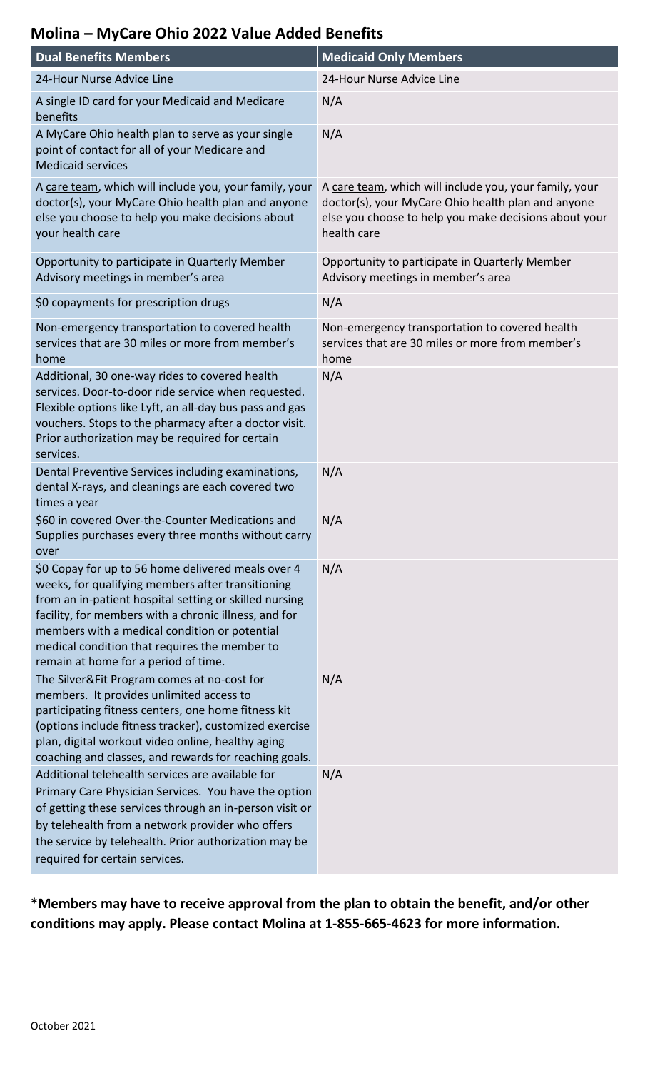## Molina – MyCare Ohio 2022 Value Added Benefits

| Dual Benefits Members | Medicaid Only Members |
| --- | --- |
| 24-Hour Nurse Advice Line | 24-Hour Nurse Advice Line |
| A single ID card for your Medicaid and Medicare benefits | N/A |
| A MyCare Ohio health plan to serve as your single point of contact for all of your Medicare and Medicaid services | N/A |
| A care team, which will include you, your family, your doctor(s), your MyCare Ohio health plan and anyone else you choose to help you make decisions about your health care | A care team, which will include you, your family, your doctor(s), your MyCare Ohio health plan and anyone else you choose to help you make decisions about your health care |
| Opportunity to participate in Quarterly Member Advisory meetings in member's area | Opportunity to participate in Quarterly Member Advisory meetings in member's area |
| $0 copayments for prescription drugs | N/A |
| Non-emergency transportation to covered health services that are 30 miles or more from member's home | Non-emergency transportation to covered health services that are 30 miles or more from member's home |
| Additional, 30 one-way rides to covered health services. Door-to-door ride service when requested. Flexible options like Lyft, an all-day bus pass and gas vouchers. Stops to the pharmacy after a doctor visit. Prior authorization may be required for certain services. | N/A |
| Dental Preventive Services including examinations, dental X-rays, and cleanings are each covered two times a year | N/A |
| $60 in covered Over-the-Counter Medications and Supplies purchases every three months without carry over | N/A |
| $0 Copay for up to 56 home delivered meals over 4 weeks, for qualifying members after transitioning from an in-patient hospital setting or skilled nursing facility, for members with a chronic illness, and for members with a medical condition or potential medical condition that requires the member to remain at home for a period of time. | N/A |
| The Silver&Fit Program comes at no-cost for members. It provides unlimited access to participating fitness centers, one home fitness kit (options include fitness tracker), customized exercise plan, digital workout video online, healthy aging coaching and classes, and rewards for reaching goals. | N/A |
| Additional telehealth services are available for Primary Care Physician Services. You have the option of getting these services through an in-person visit or by telehealth from a network provider who offers the service by telehealth. Prior authorization may be required for certain services. | N/A |

**\*Members may have to receive approval from the plan to obtain the benefit, and/or other conditions may apply. Please contact Molina at 1-855-665-4623 for more information.**

October 2021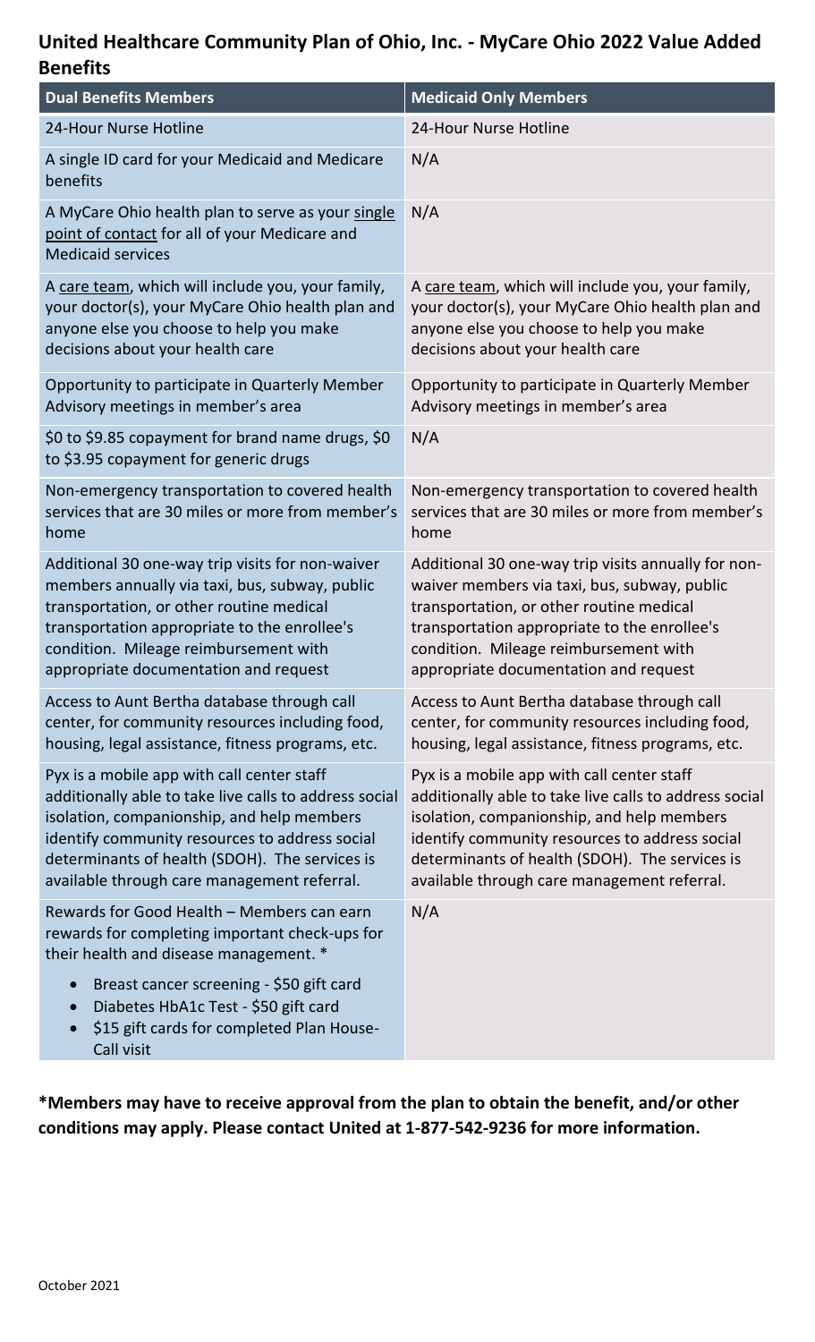## United Healthcare Community Plan of Ohio, Inc. - MyCare Ohio 2022 Value Added Benefits

| Dual Benefits Members | Medicaid Only Members |
|---|---|
| 24-Hour Nurse Hotline | 24-Hour Nurse Hotline |
| A single ID card for your Medicaid and Medicare benefits | N/A |
| A MyCare Ohio health plan to serve as your single point of contact for all of your Medicare and Medicaid services | N/A |
| A care team, which will include you, your family, your doctor(s), your MyCare Ohio health plan and anyone else you choose to help you make decisions about your health care | A care team, which will include you, your family, your doctor(s), your MyCare Ohio health plan and anyone else you choose to help you make decisions about your health care |
| Opportunity to participate in Quarterly Member Advisory meetings in member's area | Opportunity to participate in Quarterly Member Advisory meetings in member's area |
| $0 to $9.85 copayment for brand name drugs, $0 to $3.95 copayment for generic drugs | N/A |
| Non-emergency transportation to covered health services that are 30 miles or more from member's home | Non-emergency transportation to covered health services that are 30 miles or more from member's home |
| Additional 30 one-way trip visits for non-waiver members annually via taxi, bus, subway, public transportation, or other routine medical transportation appropriate to the enrollee's condition. Mileage reimbursement with appropriate documentation and request | Additional 30 one-way trip visits annually for non-waiver members via taxi, bus, subway, public transportation, or other routine medical transportation appropriate to the enrollee's condition. Mileage reimbursement with appropriate documentation and request |
| Access to Aunt Bertha database through call center, for community resources including food, housing, legal assistance, fitness programs, etc. | Access to Aunt Bertha database through call center, for community resources including food, housing, legal assistance, fitness programs, etc. |
| Pyx is a mobile app with call center staff additionally able to take live calls to address social isolation, companionship, and help members identify community resources to address social determinants of health (SDOH). The services is available through care management referral. | Pyx is a mobile app with call center staff additionally able to take live calls to address social isolation, companionship, and help members identify community resources to address social determinants of health (SDOH). The services is available through care management referral. |
| Rewards for Good Health – Members can earn rewards for completing important check-ups for their health and disease management. * <br>• Breast cancer screening - $50 gift card <br>• Diabetes HbA1c Test - $50 gift card <br>• $15 gift cards for completed Plan House-Call visit | N/A |

**\*Members may have to receive approval from the plan to obtain the benefit, and/or other conditions may apply. Please contact United at 1-877-542-9236 for more information.**

October 2021